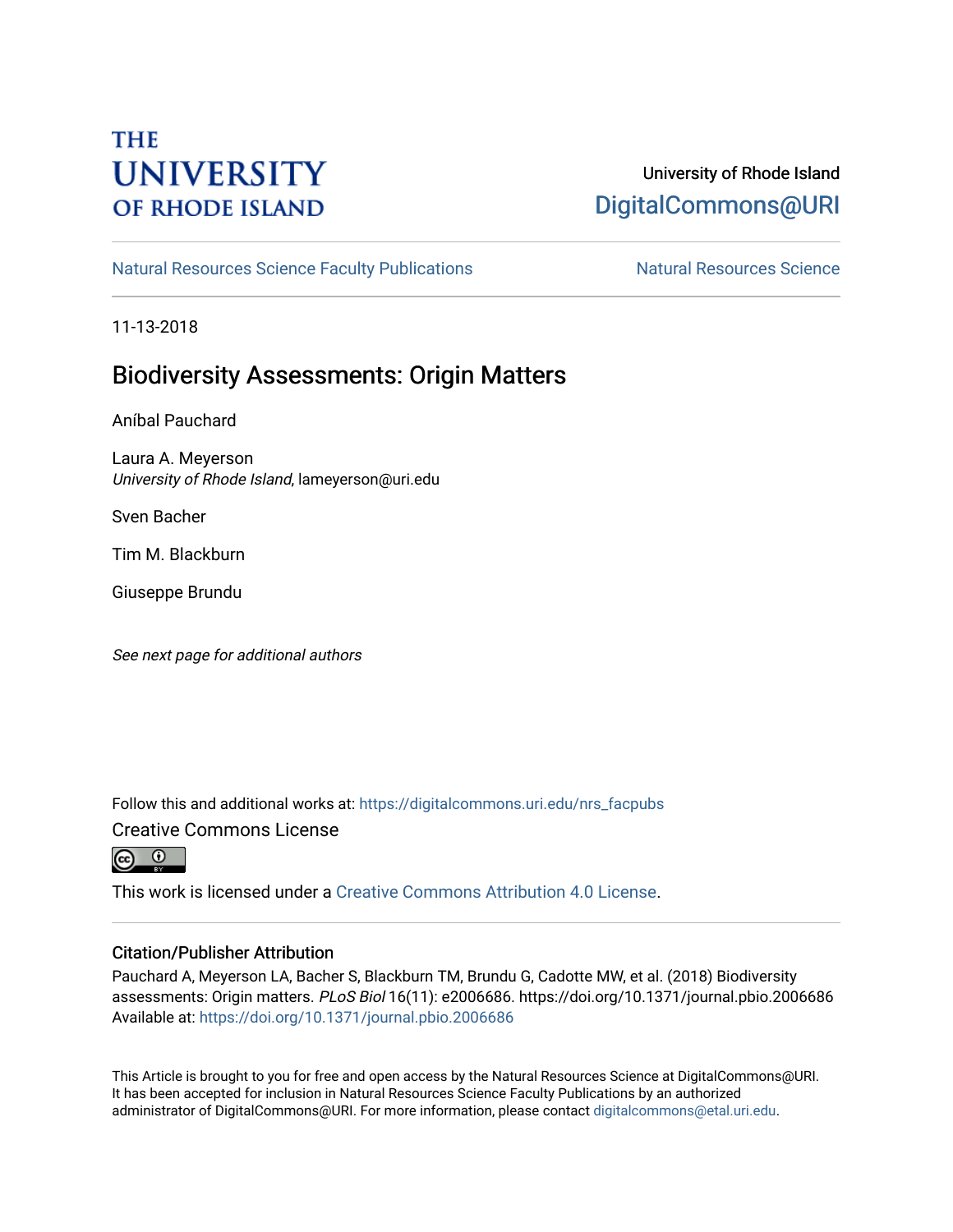THE UNIVERSITY OF RHODE ISLAND

University of Rhode Island
DigitalCommons@URI

Natural Resources Science Faculty Publications | Natural Resources Science

11-13-2018

# Biodiversity Assessments: Origin Matters

Aníbal Pauchard

Laura A. Meyerson
*University of Rhode Island*, lameyerson@uri.edu

Sven Bacher

Tim M. Blackburn

Giuseppe Brundu

*See next page for additional authors*

Follow this and additional works at: https://digitalcommons.uri.edu/nrs_facpubs

Creative Commons License

This work is licensed under a Creative Commons Attribution 4.0 License.

## Citation/Publisher Attribution

Pauchard A, Meyerson LA, Bacher S, Blackburn TM, Brundu G, Cadotte MW, et al. (2018) Biodiversity assessments: Origin matters. *PLoS Biol* 16(11): e2006686. https://doi.org/10.1371/journal.pbio.2006686
Available at: https://doi.org/10.1371/journal.pbio.2006686

This Article is brought to you for free and open access by the Natural Resources Science at DigitalCommons@URI. It has been accepted for inclusion in Natural Resources Science Faculty Publications by an authorized administrator of DigitalCommons@URI. For more information, please contact digitalcommons@etal.uri.edu.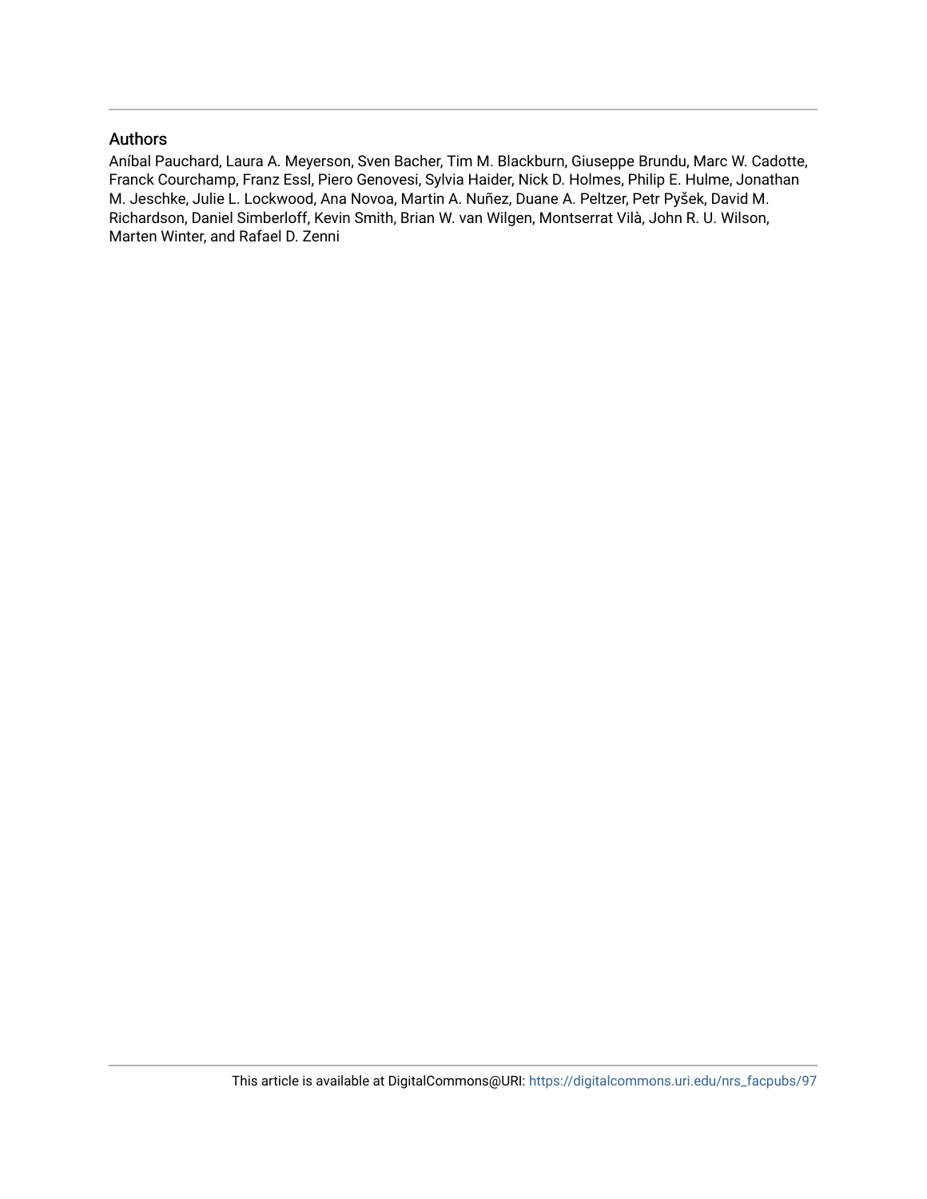## Authors

Aníbal Pauchard, Laura A. Meyerson, Sven Bacher, Tim M. Blackburn, Giuseppe Brundu, Marc W. Cadotte, Franck Courchamp, Franz Essl, Piero Genovesi, Sylvia Haider, Nick D. Holmes, Philip E. Hulme, Jonathan M. Jeschke, Julie L. Lockwood, Ana Novoa, Martin A. Nuñez, Duane A. Peltzer, Petr Pyšek, David M. Richardson, Daniel Simberloff, Kevin Smith, Brian W. van Wilgen, Montserrat Vilà, John R. U. Wilson, Marten Winter, and Rafael D. Zenni

This article is available at DigitalCommons@URI: https://digitalcommons.uri.edu/nrs_facpubs/97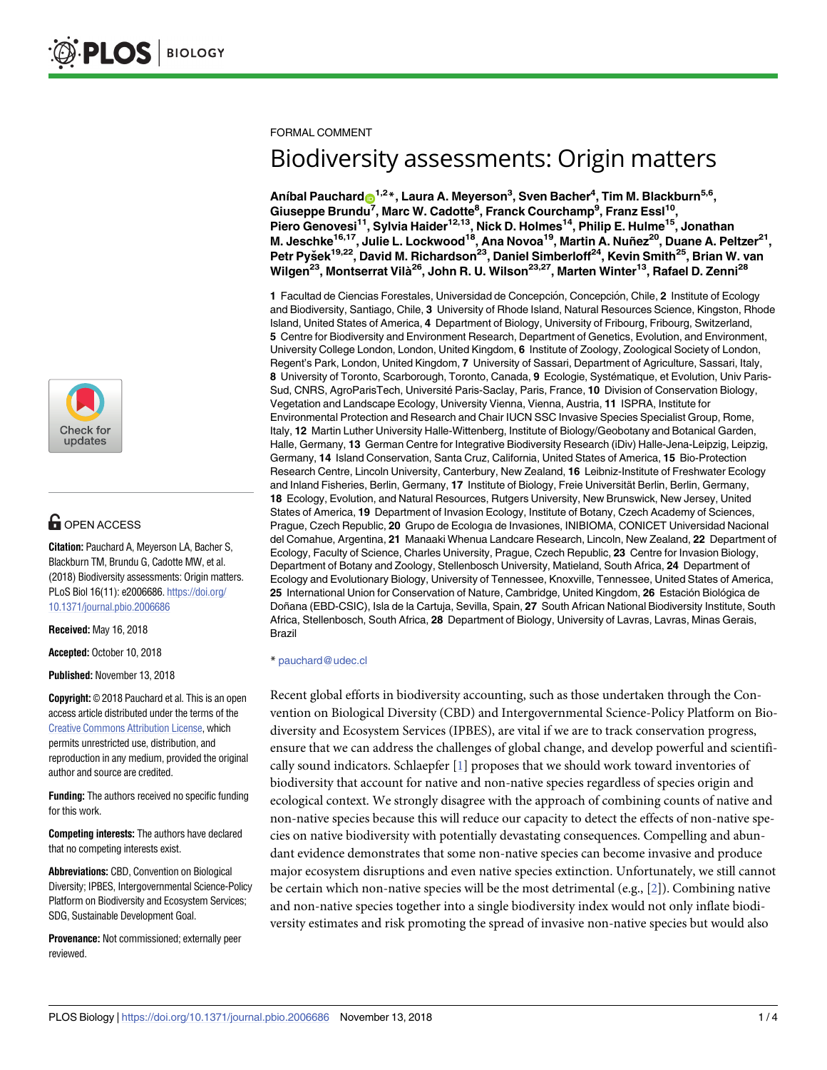FORMAL COMMENT

# Biodiversity assessments: Origin matters

**Aníbal Pauchard[1,2]*, Laura A. Meyerson[3], Sven Bacher[4], Tim M. Blackburn[5,6], Giuseppe Brundu[7], Marc W. Cadotte[8], Franck Courchamp[9], Franz Essl[10], Piero Genovesi[11], Sylvia Haider[12,13], Nick D. Holmes[14], Philip E. Hulme[15], Jonathan M. Jeschke[16,17], Julie L. Lockwood[18], Ana Novoa[19], Martin A. Nuñez[20], Duane A. Peltzer[21], Petr Pyšek[19,22], David M. Richardson[23], Daniel Simberloff[24], Kevin Smith[25], Brian W. van Wilgen[23], Montserrat Vilà[26], John R. U. Wilson[23,27], Marten Winter[13], Rafael D. Zenni[28]**

**1** Facultad de Ciencias Forestales, Universidad de Concepción, Concepción, Chile, **2** Institute of Ecology and Biodiversity, Santiago, Chile, **3** University of Rhode Island, Natural Resources Science, Kingston, Rhode Island, United States of America, **4** Department of Biology, University of Fribourg, Fribourg, Switzerland, **5** Centre for Biodiversity and Environment Research, Department of Genetics, Evolution, and Environment, University College London, London, United Kingdom, **6** Institute of Zoology, Zoological Society of London, Regent's Park, London, United Kingdom, **7** University of Sassari, Department of Agriculture, Sassari, Italy, **8** University of Toronto, Scarborough, Toronto, Canada, **9** Ecologie, Systématique, et Evolution, Univ Paris-Sud, CNRS, AgroParisTech, Université Paris-Saclay, Paris, France, **10** Division of Conservation Biology, Vegetation and Landscape Ecology, University Vienna, Vienna, Austria, **11** ISPRA, Institute for Environmental Protection and Research and Chair IUCN SSC Invasive Species Specialist Group, Rome, Italy, **12** Martin Luther University Halle-Wittenberg, Institute of Biology/Geobotany and Botanical Garden, Halle, Germany, **13** German Centre for Integrative Biodiversity Research (iDiv) Halle-Jena-Leipzig, Leipzig, Germany, **14** Island Conservation, Santa Cruz, California, United States of America, **15** Bio-Protection Research Centre, Lincoln University, Canterbury, New Zealand, **16** Leibniz-Institute of Freshwater Ecology and Inland Fisheries, Berlin, Germany, **17** Institute of Biology, Freie Universität Berlin, Berlin, Germany, **18** Ecology, Evolution, and Natural Resources, Rutgers University, New Brunswick, New Jersey, United States of America, **19** Department of Invasion Ecology, Institute of Botany, Czech Academy of Sciences, Prague, Czech Republic, **20** Grupo de Ecologıa de Invasiones, INIBIOMA, CONICET Universidad Nacional del Comahue, Argentina, **21** Manaaki Whenua Landcare Research, Lincoln, New Zealand, **22** Department of Ecology, Faculty of Science, Charles University, Prague, Czech Republic, **23** Centre for Invasion Biology, Department of Botany and Zoology, Stellenbosch University, Matieland, South Africa, **24** Department of Ecology and Evolutionary Biology, University of Tennessee, Knoxville, Tennessee, United States of America, **25** International Union for Conservation of Nature, Cambridge, United Kingdom, **26** Estación Biológica de Doñana (EBD-CSIC), Isla de la Cartuja, Sevilla, Spain, **27** South African National Biodiversity Institute, South Africa, Stellenbosch, South Africa, **28** Department of Biology, University of Lavras, Lavras, Minas Gerais, Brazil

* pauchard@udec.cl

OPEN ACCESS

**Citation:** Pauchard A, Meyerson LA, Bacher S, Blackburn TM, Brundu G, Cadotte MW, et al. (2018) Biodiversity assessments: Origin matters. PLoS Biol 16(11): e2006686. https://doi.org/10.1371/journal.pbio.2006686

**Received:** May 16, 2018

**Accepted:** October 10, 2018

**Published:** November 13, 2018

**Copyright:** © 2018 Pauchard et al. This is an open access article distributed under the terms of the Creative Commons Attribution License, which permits unrestricted use, distribution, and reproduction in any medium, provided the original author and source are credited.

**Funding:** The authors received no specific funding for this work.

**Competing interests:** The authors have declared that no competing interests exist.

**Abbreviations:** CBD, Convention on Biological Diversity; IPBES, Intergovernmental Science-Policy Platform on Biodiversity and Ecosystem Services; SDG, Sustainable Development Goal.

**Provenance:** Not commissioned; externally peer reviewed.

Recent global efforts in biodiversity accounting, such as those undertaken through the Convention on Biological Diversity (CBD) and Intergovernmental Science-Policy Platform on Biodiversity and Ecosystem Services (IPBES), are vital if we are to track conservation progress, ensure that we can address the challenges of global change, and develop powerful and scientifically sound indicators. Schlaepfer [1] proposes that we should work toward inventories of biodiversity that account for native and non-native species regardless of species origin and ecological context. We strongly disagree with the approach of combining counts of native and non-native species because this will reduce our capacity to detect the effects of non-native species on native biodiversity with potentially devastating consequences. Compelling and abundant evidence demonstrates that some non-native species can become invasive and produce major ecosystem disruptions and even native species extinction. Unfortunately, we still cannot be certain which non-native species will be the most detrimental (e.g., [2]). Combining native and non-native species together into a single biodiversity index would not only inflate biodiversity estimates and risk promoting the spread of invasive non-native species but would also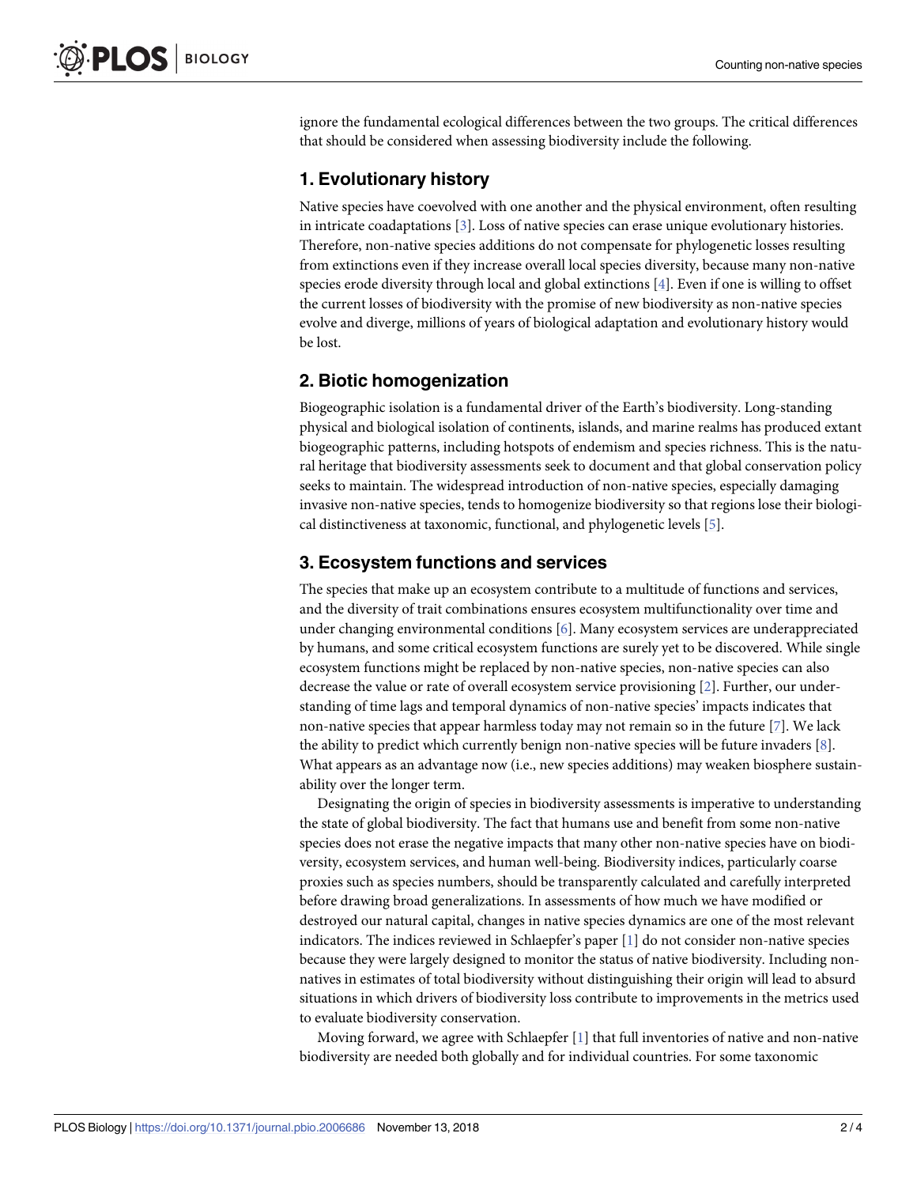ignore the fundamental ecological differences between the two groups. The critical differences that should be considered when assessing biodiversity include the following.

## 1. Evolutionary history

Native species have coevolved with one another and the physical environment, often resulting in intricate coadaptations [3]. Loss of native species can erase unique evolutionary histories. Therefore, non-native species additions do not compensate for phylogenetic losses resulting from extinctions even if they increase overall local species diversity, because many non-native species erode diversity through local and global extinctions [4]. Even if one is willing to offset the current losses of biodiversity with the promise of new biodiversity as non-native species evolve and diverge, millions of years of biological adaptation and evolutionary history would be lost.

## 2. Biotic homogenization

Biogeographic isolation is a fundamental driver of the Earth's biodiversity. Long-standing physical and biological isolation of continents, islands, and marine realms has produced extant biogeographic patterns, including hotspots of endemism and species richness. This is the natural heritage that biodiversity assessments seek to document and that global conservation policy seeks to maintain. The widespread introduction of non-native species, especially damaging invasive non-native species, tends to homogenize biodiversity so that regions lose their biological distinctiveness at taxonomic, functional, and phylogenetic levels [5].

## 3. Ecosystem functions and services

The species that make up an ecosystem contribute to a multitude of functions and services, and the diversity of trait combinations ensures ecosystem multifunctionality over time and under changing environmental conditions [6]. Many ecosystem services are underappreciated by humans, and some critical ecosystem functions are surely yet to be discovered. While single ecosystem functions might be replaced by non-native species, non-native species can also decrease the value or rate of overall ecosystem service provisioning [2]. Further, our understanding of time lags and temporal dynamics of non-native species' impacts indicates that non-native species that appear harmless today may not remain so in the future [7]. We lack the ability to predict which currently benign non-native species will be future invaders [8]. What appears as an advantage now (i.e., new species additions) may weaken biosphere sustainability over the longer term.

Designating the origin of species in biodiversity assessments is imperative to understanding the state of global biodiversity. The fact that humans use and benefit from some non-native species does not erase the negative impacts that many other non-native species have on biodiversity, ecosystem services, and human well-being. Biodiversity indices, particularly coarse proxies such as species numbers, should be transparently calculated and carefully interpreted before drawing broad generalizations. In assessments of how much we have modified or destroyed our natural capital, changes in native species dynamics are one of the most relevant indicators. The indices reviewed in Schlaepfer's paper [1] do not consider non-native species because they were largely designed to monitor the status of native biodiversity. Including non-natives in estimates of total biodiversity without distinguishing their origin will lead to absurd situations in which drivers of biodiversity loss contribute to improvements in the metrics used to evaluate biodiversity conservation.

Moving forward, we agree with Schlaepfer [1] that full inventories of native and non-native biodiversity are needed both globally and for individual countries. For some taxonomic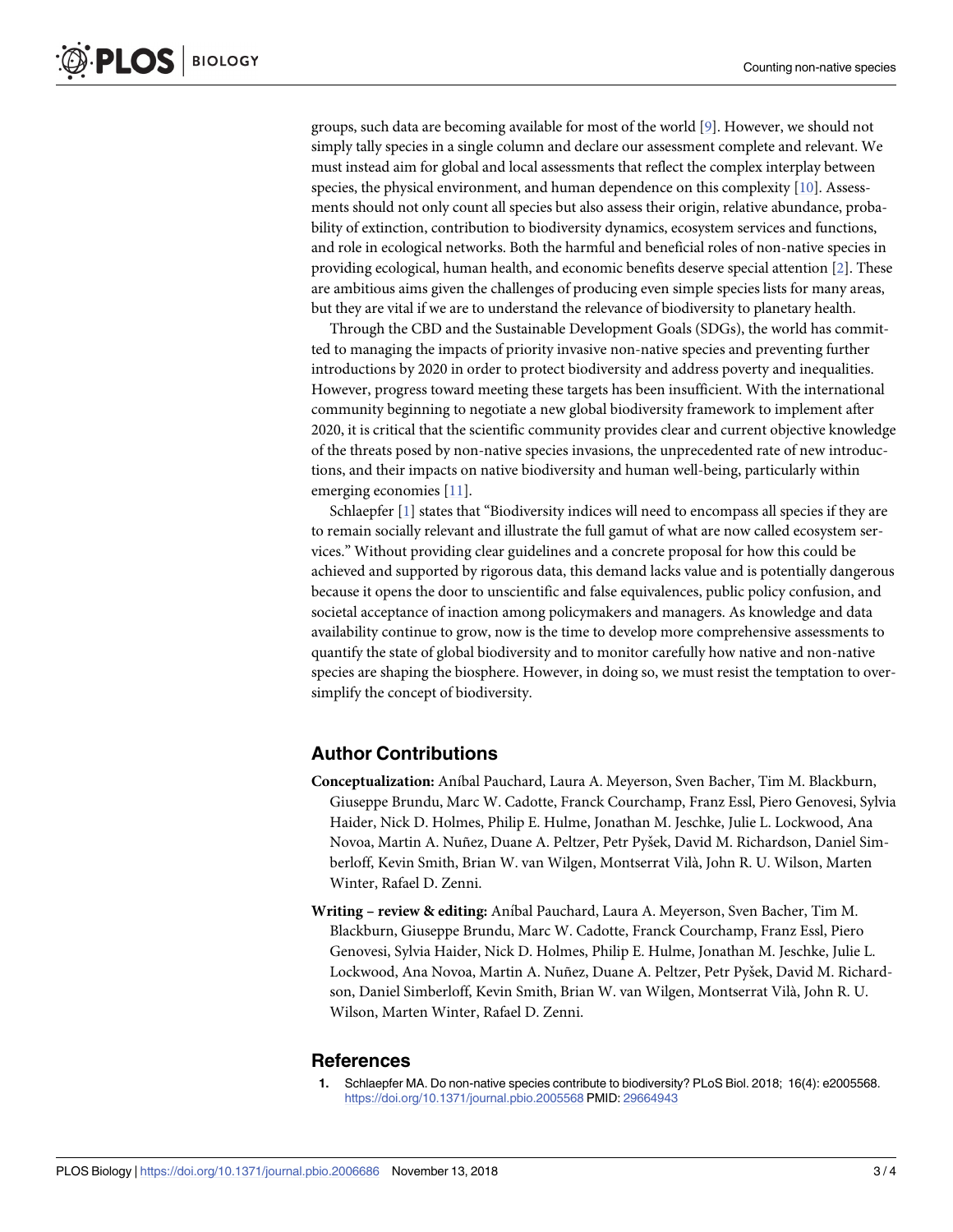groups, such data are becoming available for most of the world [9]. However, we should not simply tally species in a single column and declare our assessment complete and relevant. We must instead aim for global and local assessments that reflect the complex interplay between species, the physical environment, and human dependence on this complexity [10]. Assessments should not only count all species but also assess their origin, relative abundance, probability of extinction, contribution to biodiversity dynamics, ecosystem services and functions, and role in ecological networks. Both the harmful and beneficial roles of non-native species in providing ecological, human health, and economic benefits deserve special attention [2]. These are ambitious aims given the challenges of producing even simple species lists for many areas, but they are vital if we are to understand the relevance of biodiversity to planetary health.

Through the CBD and the Sustainable Development Goals (SDGs), the world has committed to managing the impacts of priority invasive non-native species and preventing further introductions by 2020 in order to protect biodiversity and address poverty and inequalities. However, progress toward meeting these targets has been insufficient. With the international community beginning to negotiate a new global biodiversity framework to implement after 2020, it is critical that the scientific community provides clear and current objective knowledge of the threats posed by non-native species invasions, the unprecedented rate of new introductions, and their impacts on native biodiversity and human well-being, particularly within emerging economies [11].

Schlaepfer [1] states that "Biodiversity indices will need to encompass all species if they are to remain socially relevant and illustrate the full gamut of what are now called ecosystem services." Without providing clear guidelines and a concrete proposal for how this could be achieved and supported by rigorous data, this demand lacks value and is potentially dangerous because it opens the door to unscientific and false equivalences, public policy confusion, and societal acceptance of inaction among policymakers and managers. As knowledge and data availability continue to grow, now is the time to develop more comprehensive assessments to quantify the state of global biodiversity and to monitor carefully how native and non-native species are shaping the biosphere. However, in doing so, we must resist the temptation to oversimplify the concept of biodiversity.

## Author Contributions

**Conceptualization:** Aníbal Pauchard, Laura A. Meyerson, Sven Bacher, Tim M. Blackburn, Giuseppe Brundu, Marc W. Cadotte, Franck Courchamp, Franz Essl, Piero Genovesi, Sylvia Haider, Nick D. Holmes, Philip E. Hulme, Jonathan M. Jeschke, Julie L. Lockwood, Ana Novoa, Martin A. Nuñez, Duane A. Peltzer, Petr Pyšek, David M. Richardson, Daniel Simberloff, Kevin Smith, Brian W. van Wilgen, Montserrat Vilà, John R. U. Wilson, Marten Winter, Rafael D. Zenni.

**Writing – review & editing:** Aníbal Pauchard, Laura A. Meyerson, Sven Bacher, Tim M. Blackburn, Giuseppe Brundu, Marc W. Cadotte, Franck Courchamp, Franz Essl, Piero Genovesi, Sylvia Haider, Nick D. Holmes, Philip E. Hulme, Jonathan M. Jeschke, Julie L. Lockwood, Ana Novoa, Martin A. Nuñez, Duane A. Peltzer, Petr Pyšek, David M. Richardson, Daniel Simberloff, Kevin Smith, Brian W. van Wilgen, Montserrat Vilà, John R. U. Wilson, Marten Winter, Rafael D. Zenni.

## References

1. Schlaepfer MA. Do non-native species contribute to biodiversity? PLoS Biol. 2018; 16(4): e2005568. https://doi.org/10.1371/journal.pbio.2005568 PMID: 29664943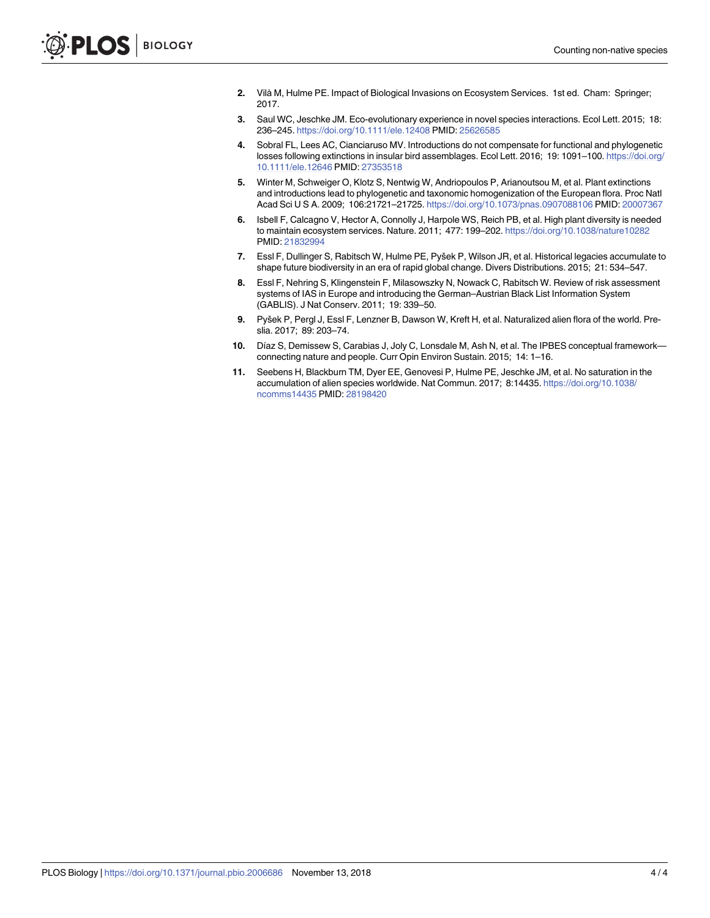2. Vilà M, Hulme PE. Impact of Biological Invasions on Ecosystem Services. 1st ed. Cham: Springer; 2017.
3. Saul WC, Jeschke JM. Eco-evolutionary experience in novel species interactions. Ecol Lett. 2015; 18: 236–245. https://doi.org/10.1111/ele.12408 PMID: 25626585
4. Sobral FL, Lees AC, Cianciaruso MV. Introductions do not compensate for functional and phylogenetic losses following extinctions in insular bird assemblages. Ecol Lett. 2016; 19: 1091–100. https://doi.org/10.1111/ele.12646 PMID: 27353518
5. Winter M, Schweiger O, Klotz S, Nentwig W, Andriopoulos P, Arianoutsou M, et al. Plant extinctions and introductions lead to phylogenetic and taxonomic homogenization of the European flora. Proc Natl Acad Sci U S A. 2009; 106:21721–21725. https://doi.org/10.1073/pnas.0907088106 PMID: 20007367
6. Isbell F, Calcagno V, Hector A, Connolly J, Harpole WS, Reich PB, et al. High plant diversity is needed to maintain ecosystem services. Nature. 2011; 477: 199–202. https://doi.org/10.1038/nature10282 PMID: 21832994
7. Essl F, Dullinger S, Rabitsch W, Hulme PE, Pyšek P, Wilson JR, et al. Historical legacies accumulate to shape future biodiversity in an era of rapid global change. Divers Distributions. 2015; 21: 534–547.
8. Essl F, Nehring S, Klingenstein F, Milasowszky N, Nowack C, Rabitsch W. Review of risk assessment systems of IAS in Europe and introducing the German–Austrian Black List Information System (GABLIS). J Nat Conserv. 2011; 19: 339–50.
9. Pyšek P, Pergl J, Essl F, Lenzner B, Dawson W, Kreft H, et al. Naturalized alien flora of the world. Preslia. 2017; 89: 203–74.
10. Díaz S, Demissew S, Carabias J, Joly C, Lonsdale M, Ash N, et al. The IPBES conceptual framework—connecting nature and people. Curr Opin Environ Sustain. 2015; 14: 1–16.
11. Seebens H, Blackburn TM, Dyer EE, Genovesi P, Hulme PE, Jeschke JM, et al. No saturation in the accumulation of alien species worldwide. Nat Commun. 2017; 8:14435. https://doi.org/10.1038/ncomms14435 PMID: 28198420